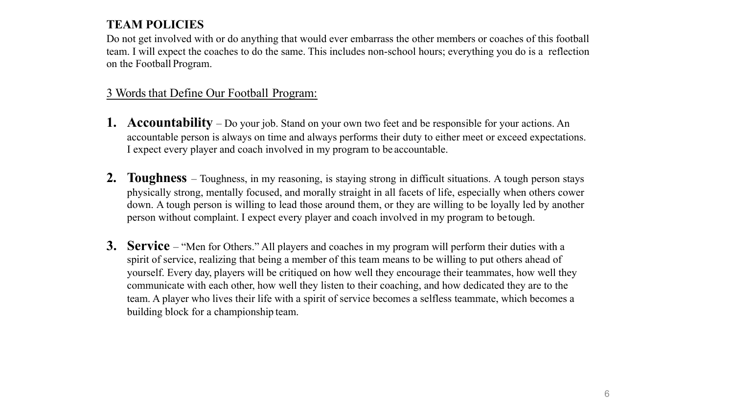## TEAM POLICIES

Do not get involved with or do anything that would ever embarrass the other members or coaches of this football team. I will expect the coaches to do the same. This includes non-school hours; everything you do is a reflection on the Football Program.

<u>3 Words that Define Our Football Program:</u>

1. **Accountability** – Do your job. Stand on your own two feet and be responsible for your actions. An accountable person is always on time and always performs their duty to either meet or exceed expectations. I expect every player and coach involved in my program to be accountable.

2. **Toughness** – Toughness, in my reasoning, is staying strong in difficult situations. A tough person stays physically strong, mentally focused, and morally straight in all facets of life, especially when others cower down. A tough person is willing to lead those around them, or they are willing to be loyally led by another person without complaint. I expect every player and coach involved in my program to be tough.

3. **Service** – "Men for Others." All players and coaches in my program will perform their duties with a spirit of service, realizing that being a member of this team means to be willing to put others ahead of yourself. Every day, players will be critiqued on how well they encourage their teammates, how well they communicate with each other, how well they listen to their coaching, and how dedicated they are to the team. A player who lives their life with a spirit of service becomes a selfless teammate, which becomes a building block for a championship team.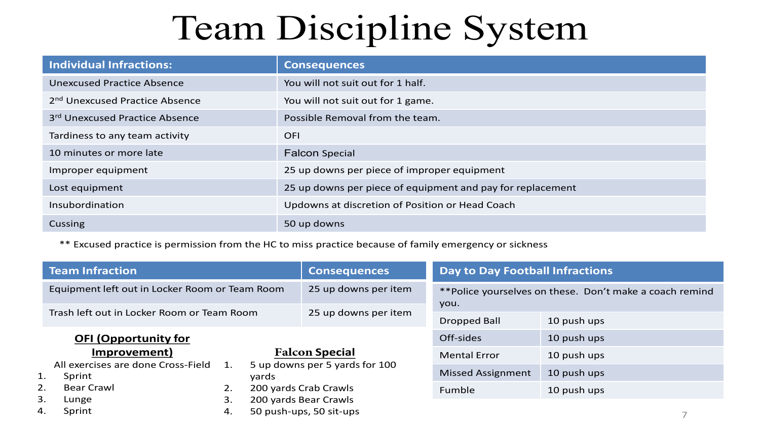# Team Discipline System

| Individual Infractions: | Consequences |
| --- | --- |
| Unexcused Practice Absence | You will not suit out for 1 half. |
| 2nd Unexcused Practice Absence | You will not suit out for 1 game. |
| 3rd Unexcused Practice Absence | Possible Removal from the team. |
| Tardiness to any team activity | OFI |
| 10 minutes or more late | Falcon Special |
| Improper equipment | 25 up downs per piece of improper equipment |
| Lost equipment | 25 up downs per piece of equipment and pay for replacement |
| Insubordination | Updowns at discretion of Position or Head Coach |
| Cussing | 50 up downs |

** Excused practice is permission from the HC to miss practice because of family emergency or sickness

| Team Infraction | Consequences |
| --- | --- |
| Equipment left out in Locker Room or Team Room | 25 up downs per item |
| Trash left out in Locker Room or Team Room | 25 up downs per item |

**OFI (Opportunity for Improvement)**

All exercises are done Cross-Field

1. Sprint
2. Bear Crawl
3. Lunge
4. Sprint

**Falcon Special**

1. 5 up downs per 5 yards for 100 yards
2. 200 yards Crab Crawls
3. 200 yards Bear Crawls
4. 50 push-ups, 50 sit-ups

| Day to Day Football Infractions | |
| --- | --- |
| **Police yourselves on these. Don't make a coach remind you. | |
| Dropped Ball | 10 push ups |
| Off-sides | 10 push ups |
| Mental Error | 10 push ups |
| Missed Assignment | 10 push ups |
| Fumble | 10 push ups |